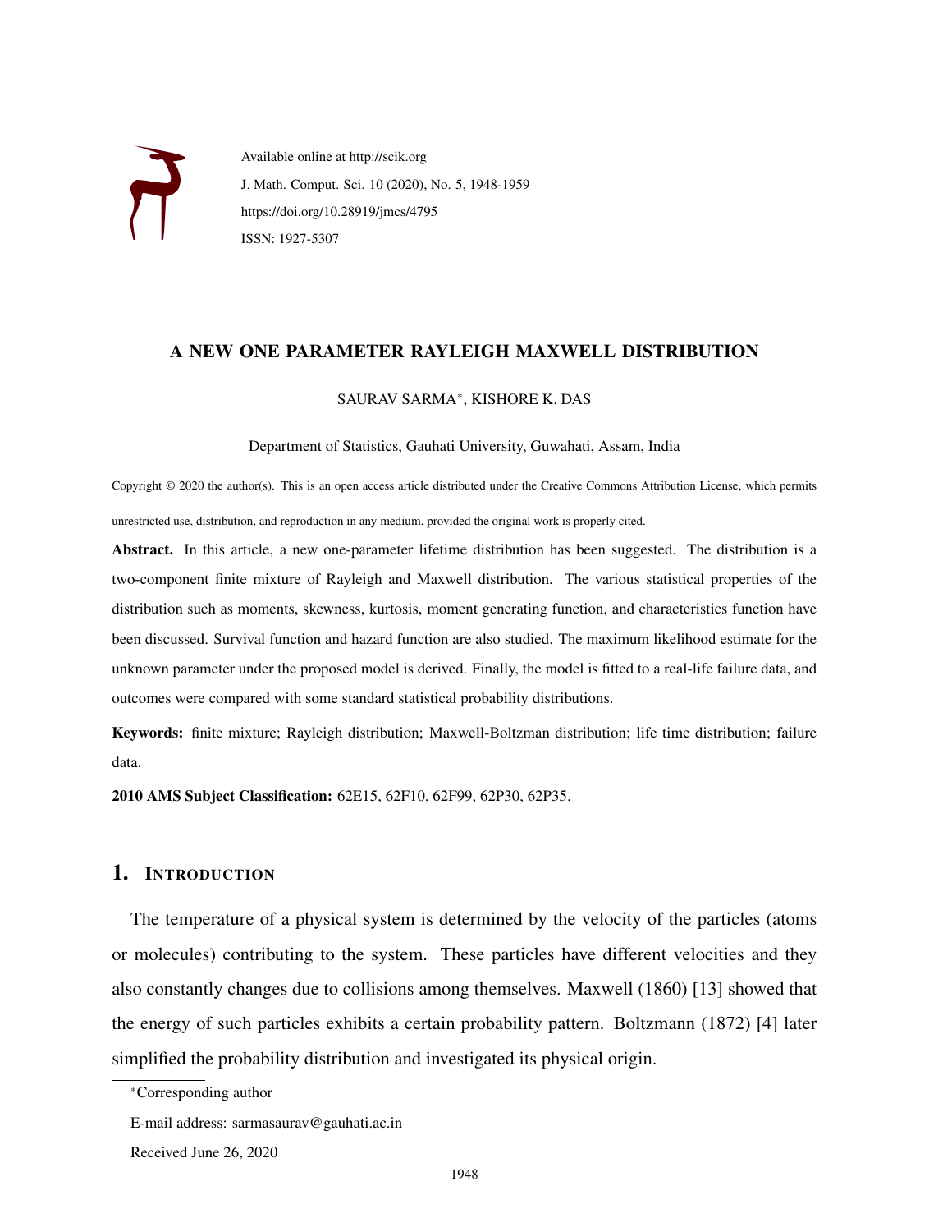Available online at http://scik.org

J. Math. Comput. Sci. 10 (2020), No. 5, 1948-1959

https://doi.org/10.28919/jmcs/4795

ISSN: 1927-5307

# A NEW ONE PARAMETER RAYLEIGH MAXWELL DISTRIBUTION

SAURAV SARMA*, KISHORE K. DAS

Department of Statistics, Gauhati University, Guwahati, Assam, India

Copyright © 2020 the author(s). This is an open access article distributed under the Creative Commons Attribution License, which permits unrestricted use, distribution, and reproduction in any medium, provided the original work is properly cited.

**Abstract.** In this article, a new one-parameter lifetime distribution has been suggested. The distribution is a two-component finite mixture of Rayleigh and Maxwell distribution. The various statistical properties of the distribution such as moments, skewness, kurtosis, moment generating function, and characteristics function have been discussed. Survival function and hazard function are also studied. The maximum likelihood estimate for the unknown parameter under the proposed model is derived. Finally, the model is fitted to a real-life failure data, and outcomes were compared with some standard statistical probability distributions.

**Keywords:** finite mixture; Rayleigh distribution; Maxwell-Boltzman distribution; life time distribution; failure data.

**2010 AMS Subject Classification:** 62E15, 62F10, 62F99, 62P30, 62P35.

## 1. Introduction

The temperature of a physical system is determined by the velocity of the particles (atoms or molecules) contributing to the system. These particles have different velocities and they also constantly changes due to collisions among themselves. Maxwell (1860) [13] showed that the energy of such particles exhibits a certain probability pattern. Boltzmann (1872) [4] later simplified the probability distribution and investigated its physical origin.

*Corresponding author

E-mail address: sarmasaurav@gauhati.ac.in

Received June 26, 2020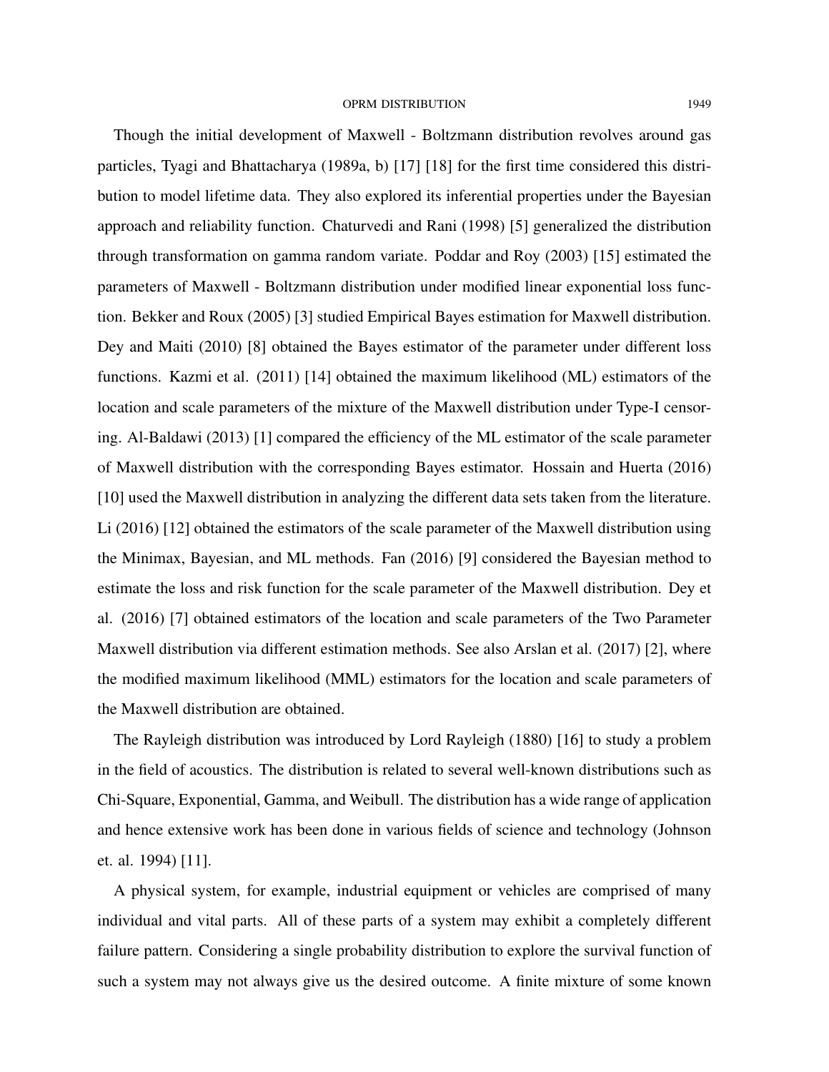Though the initial development of Maxwell - Boltzmann distribution revolves around gas particles, Tyagi and Bhattacharya (1989a, b) [17] [18] for the first time considered this distribution to model lifetime data. They also explored its inferential properties under the Bayesian approach and reliability function. Chaturvedi and Rani (1998) [5] generalized the distribution through transformation on gamma random variate. Poddar and Roy (2003) [15] estimated the parameters of Maxwell - Boltzmann distribution under modified linear exponential loss function. Bekker and Roux (2005) [3] studied Empirical Bayes estimation for Maxwell distribution. Dey and Maiti (2010) [8] obtained the Bayes estimator of the parameter under different loss functions. Kazmi et al. (2011) [14] obtained the maximum likelihood (ML) estimators of the location and scale parameters of the mixture of the Maxwell distribution under Type-I censoring. Al-Baldawi (2013) [1] compared the efficiency of the ML estimator of the scale parameter of Maxwell distribution with the corresponding Bayes estimator. Hossain and Huerta (2016) [10] used the Maxwell distribution in analyzing the different data sets taken from the literature. Li (2016) [12] obtained the estimators of the scale parameter of the Maxwell distribution using the Minimax, Bayesian, and ML methods. Fan (2016) [9] considered the Bayesian method to estimate the loss and risk function for the scale parameter of the Maxwell distribution. Dey et al. (2016) [7] obtained estimators of the location and scale parameters of the Two Parameter Maxwell distribution via different estimation methods. See also Arslan et al. (2017) [2], where the modified maximum likelihood (MML) estimators for the location and scale parameters of the Maxwell distribution are obtained.

The Rayleigh distribution was introduced by Lord Rayleigh (1880) [16] to study a problem in the field of acoustics. The distribution is related to several well-known distributions such as Chi-Square, Exponential, Gamma, and Weibull. The distribution has a wide range of application and hence extensive work has been done in various fields of science and technology (Johnson et. al. 1994) [11].

A physical system, for example, industrial equipment or vehicles are comprised of many individual and vital parts. All of these parts of a system may exhibit a completely different failure pattern. Considering a single probability distribution to explore the survival function of such a system may not always give us the desired outcome. A finite mixture of some known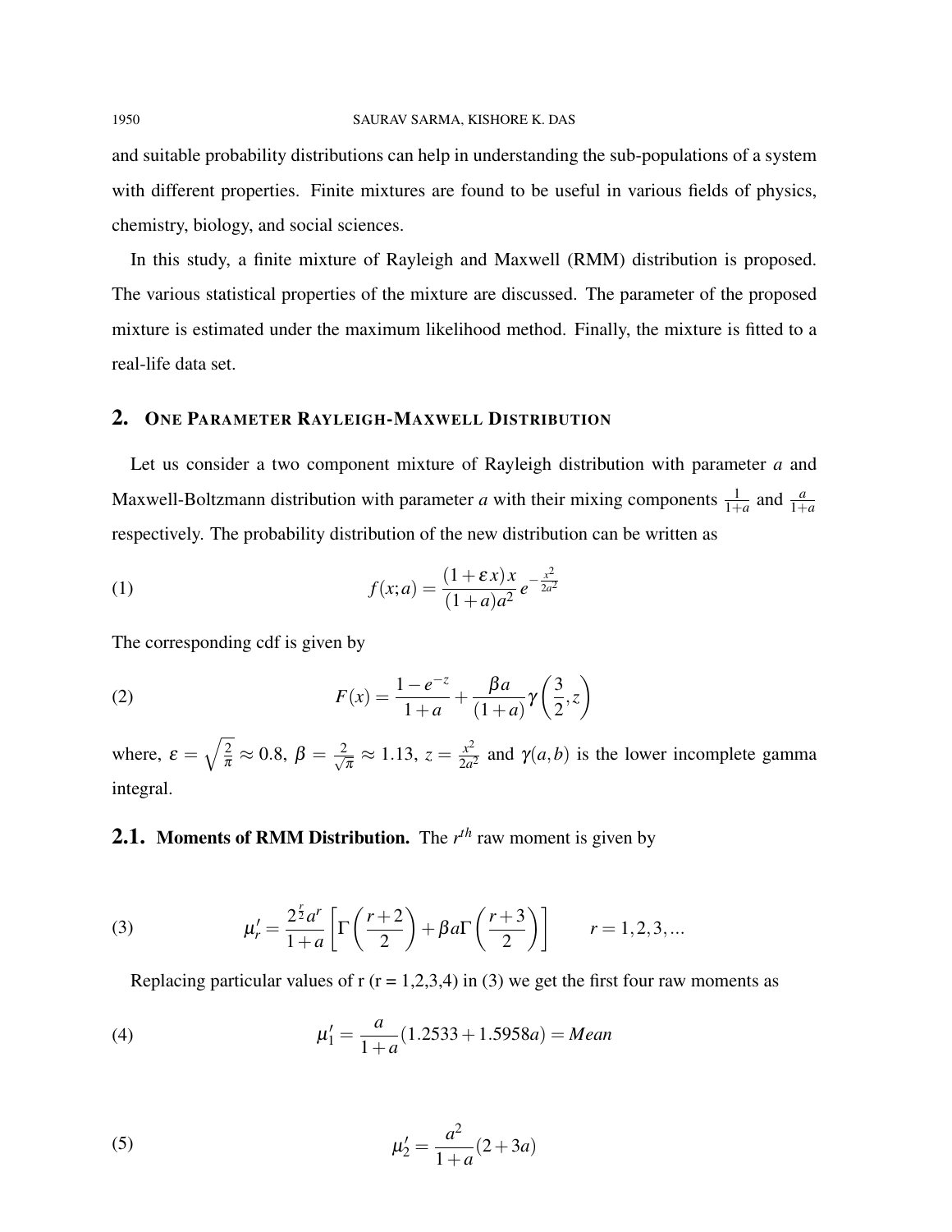and suitable probability distributions can help in understanding the sub-populations of a system with different properties. Finite mixtures are found to be useful in various fields of physics, chemistry, biology, and social sciences.

In this study, a finite mixture of Rayleigh and Maxwell (RMM) distribution is proposed. The various statistical properties of the mixture are discussed. The parameter of the proposed mixture is estimated under the maximum likelihood method. Finally, the mixture is fitted to a real-life data set.

## 2. One Parameter Rayleigh-Maxwell Distribution

Let us consider a two component mixture of Rayleigh distribution with parameter $a$ and Maxwell-Boltzmann distribution with parameter $a$ with their mixing components $\frac{1}{1+a}$ and $\frac{a}{1+a}$ respectively. The probability distribution of the new distribution can be written as

$$f(x;a) = \frac{(1+\varepsilon x)x}{(1+a)a^2} e^{-\frac{x^2}{2a^2}} \tag{1}$$

The corresponding cdf is given by

$$F(x) = \frac{1-e^{-z}}{1+a} + \frac{\beta a}{(1+a)} \gamma\left(\frac{3}{2}, z\right) \tag{2}$$

where, $\varepsilon = \sqrt{\frac{2}{\pi}} \approx 0.8$, $\beta = \frac{2}{\sqrt{\pi}} \approx 1.13$, $z = \frac{x^2}{2a^2}$ and $\gamma(a,b)$ is the lower incomplete gamma integral.

### 2.1. Moments of RMM Distribution.

The $r^{th}$ raw moment is given by

$$\mu_r' = \frac{2^{\frac{r}{2}} a^r}{1+a} \left[ \Gamma\left(\frac{r+2}{2}\right) + \beta a \Gamma\left(\frac{r+3}{2}\right) \right] \qquad r = 1,2,3,... \tag{3}$$

Replacing particular values of r (r = 1,2,3,4) in (3) we get the first four raw moments as

$$\mu_1' = \frac{a}{1+a}(1.2533 + 1.5958a) = Mean \tag{4}$$

$$\mu_2' = \frac{a^2}{1+a}(2+3a) \tag{5}$$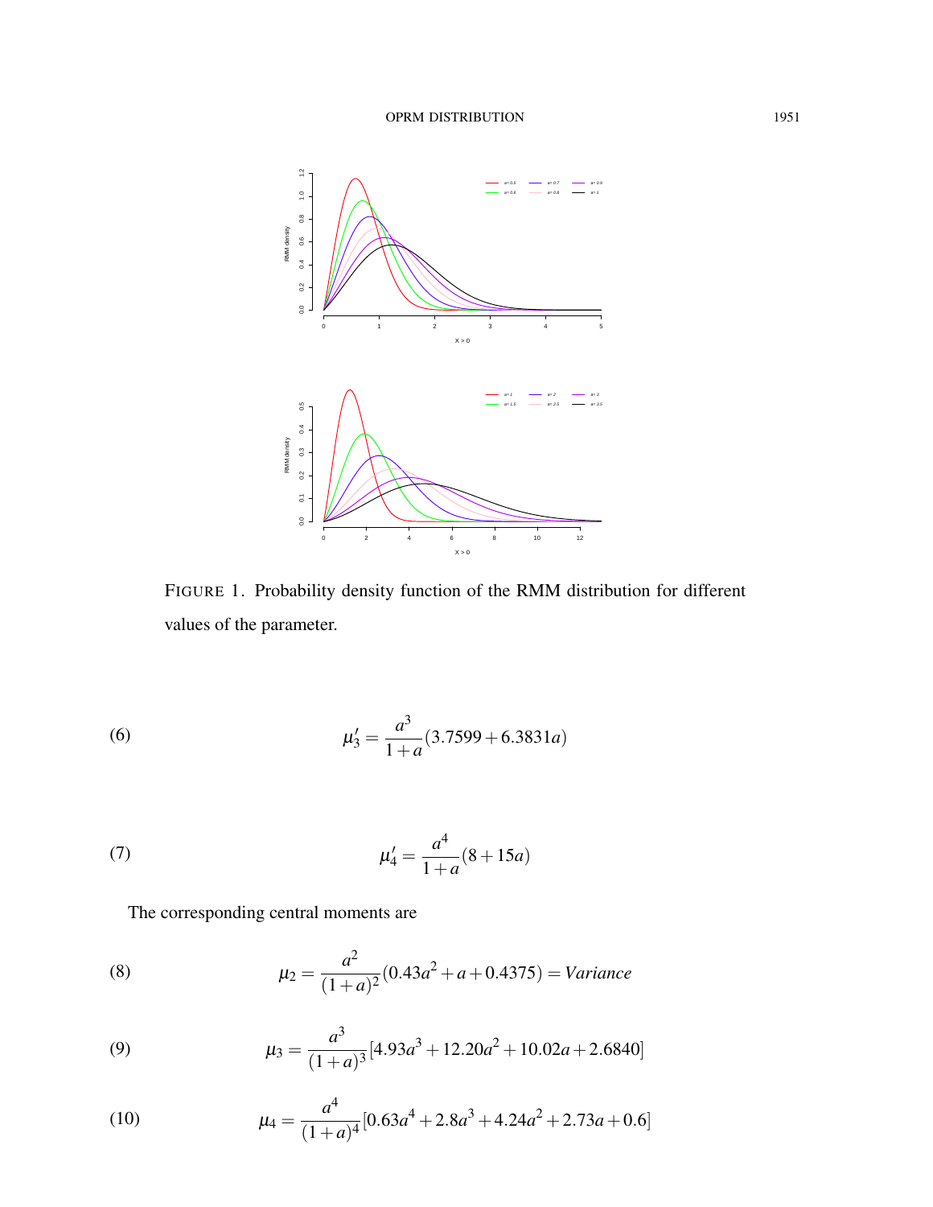FIGURE 1. Probability density function of the RMM distribution for different values of the parameter.

$$\mu_3' = \frac{a^3}{1+a}(3.7599 + 6.3831a) \tag{6}$$

$$\mu_4' = \frac{a^4}{1+a}(8 + 15a) \tag{7}$$

The corresponding central moments are

$$\mu_2 = \frac{a^2}{(1+a)^2}(0.43a^2 + a + 0.4375) = Variance \tag{8}$$

$$\mu_3 = \frac{a^3}{(1+a)^3}[4.93a^3 + 12.20a^2 + 10.02a + 2.6840] \tag{9}$$

$$\mu_4 = \frac{a^4}{(1+a)^4}[0.63a^4 + 2.8a^3 + 4.24a^2 + 2.73a + 0.6] \tag{10}$$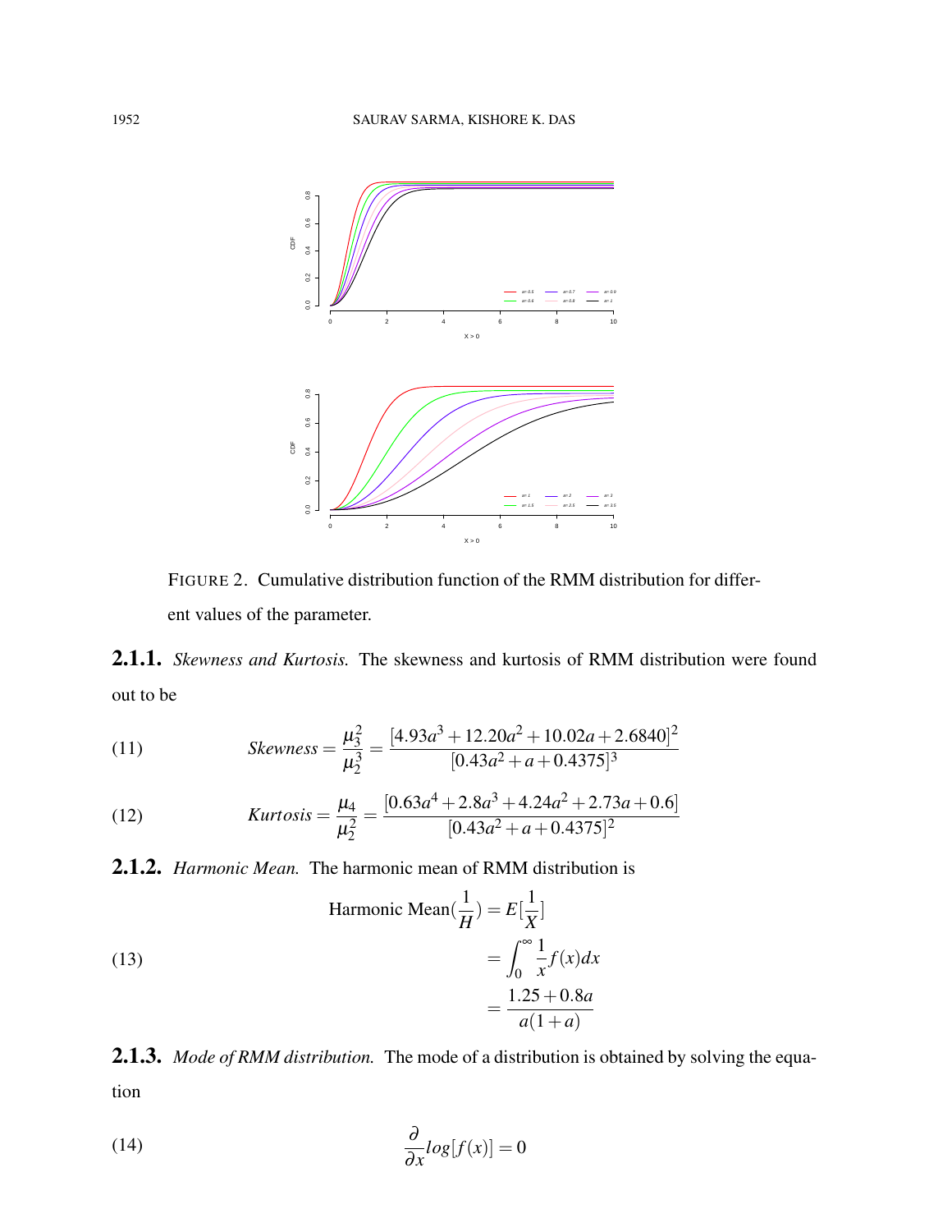FIGURE 2. Cumulative distribution function of the RMM distribution for different values of the parameter.

### 2.1.1. *Skewness and Kurtosis.*

The skewness and kurtosis of RMM distribution were found out to be

$$Skewness = \frac{\mu_3^2}{\mu_2^3} = \frac{[4.93a^3 + 12.20a^2 + 10.02a + 2.6840]^2}{[0.43a^2 + a + 0.4375]^3} \tag{11}$$

$$Kurtosis = \frac{\mu_4}{\mu_2^2} = \frac{[0.63a^4 + 2.8a^3 + 4.24a^2 + 2.73a + 0.6]}{[0.43a^2 + a + 0.4375]^2} \tag{12}$$

### 2.1.2. *Harmonic Mean.*

The harmonic mean of RMM distribution is

$$\begin{aligned} \text{Harmonic Mean}(\frac{1}{H}) &= E[\frac{1}{X}] \\ &= \int_0^\infty \frac{1}{x} f(x)dx \\ &= \frac{1.25 + 0.8a}{a(1+a)} \end{aligned} \tag{13}$$

### 2.1.3. *Mode of RMM distribution.*

The mode of a distribution is obtained by solving the equation

$$\frac{\partial}{\partial x} log[f(x)] = 0 \tag{14}$$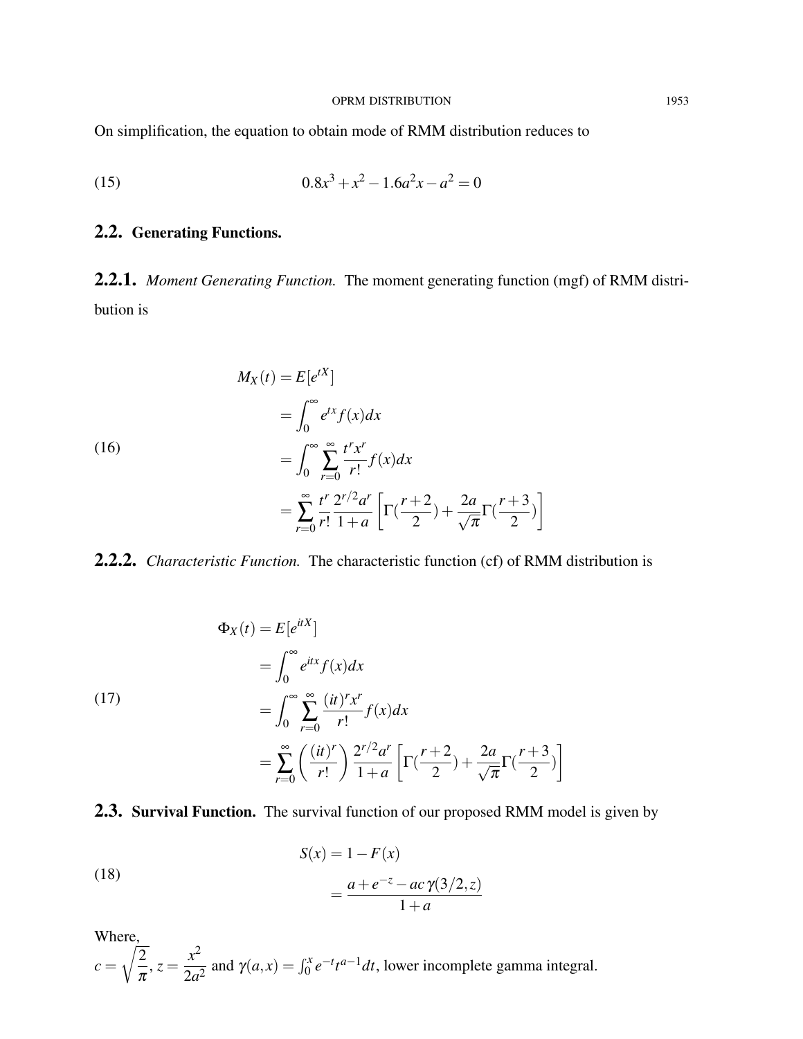On simplification, the equation to obtain mode of RMM distribution reduces to

$$0.8x^3 + x^2 - 1.6a^2x - a^2 = 0 \tag{15}$$

## 2.2. Generating Functions.

### 2.2.1. *Moment Generating Function.*

The moment generating function (mgf) of RMM distribution is

$$\begin{aligned} M_X(t) &= E[e^{tX}] \\ &= \int_0^\infty e^{tx} f(x)dx \\ &= \int_0^\infty \sum_{r=0}^\infty \frac{t^r x^r}{r!} f(x)dx \\ &= \sum_{r=0}^\infty \frac{t^r}{r!} \frac{2^{r/2} a^r}{1+a} \left[ \Gamma(\frac{r+2}{2}) + \frac{2a}{\sqrt{\pi}} \Gamma(\frac{r+3}{2}) \right] \end{aligned} \tag{16}$$

### 2.2.2. *Characteristic Function.*

The characteristic function (cf) of RMM distribution is

$$\begin{aligned} \Phi_X(t) &= E[e^{itX}] \\ &= \int_0^\infty e^{itx} f(x)dx \\ &= \int_0^\infty \sum_{r=0}^\infty \frac{(it)^r x^r}{r!} f(x)dx \\ &= \sum_{r=0}^\infty \left( \frac{(it)^r}{r!} \right) \frac{2^{r/2} a^r}{1+a} \left[ \Gamma(\frac{r+2}{2}) + \frac{2a}{\sqrt{\pi}} \Gamma(\frac{r+3}{2}) \right] \end{aligned} \tag{17}$$

## 2.3. Survival Function.

The survival function of our proposed RMM model is given by

$$\begin{aligned} S(x) &= 1 - F(x) \\ &= \frac{a + e^{-z} - ac\,\gamma(3/2, z)}{1+a} \end{aligned} \tag{18}$$

Where,
$c = \sqrt{\frac{2}{\pi}}$, $z = \frac{x^2}{2a^2}$ and $\gamma(a, x) = \int_0^x e^{-t} t^{a-1} dt$, lower incomplete gamma integral.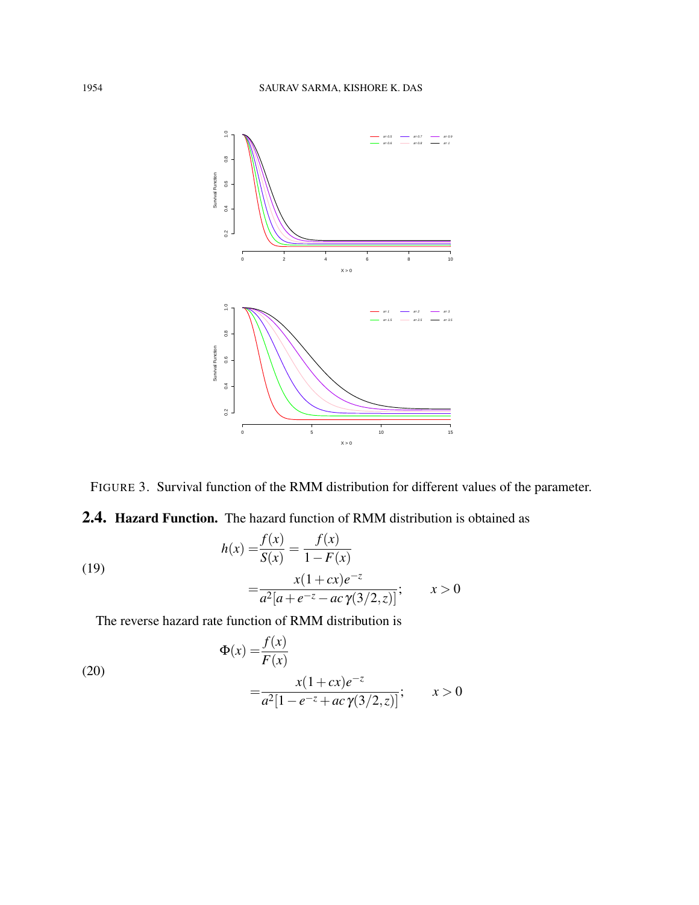FIGURE 3. Survival function of the RMM distribution for different values of the parameter.

## 2.4. Hazard Function.

The hazard function of RMM distribution is obtained as

$$
\begin{aligned}
h(x) =& \frac{f(x)}{S(x)} = \frac{f(x)}{1-F(x)} \\
=& \frac{x(1+cx)e^{-z}}{a^2[a+e^{-z}-ac\,\gamma(3/2,z)]}; \qquad x>0
\end{aligned} \tag{19}
$$

The reverse hazard rate function of RMM distribution is

$$
\begin{aligned}
\Phi(x) =& \frac{f(x)}{F(x)} \\
=& \frac{x(1+cx)e^{-z}}{a^2[1-e^{-z}+ac\,\gamma(3/2,z)]}; \qquad x>0
\end{aligned} \tag{20}
$$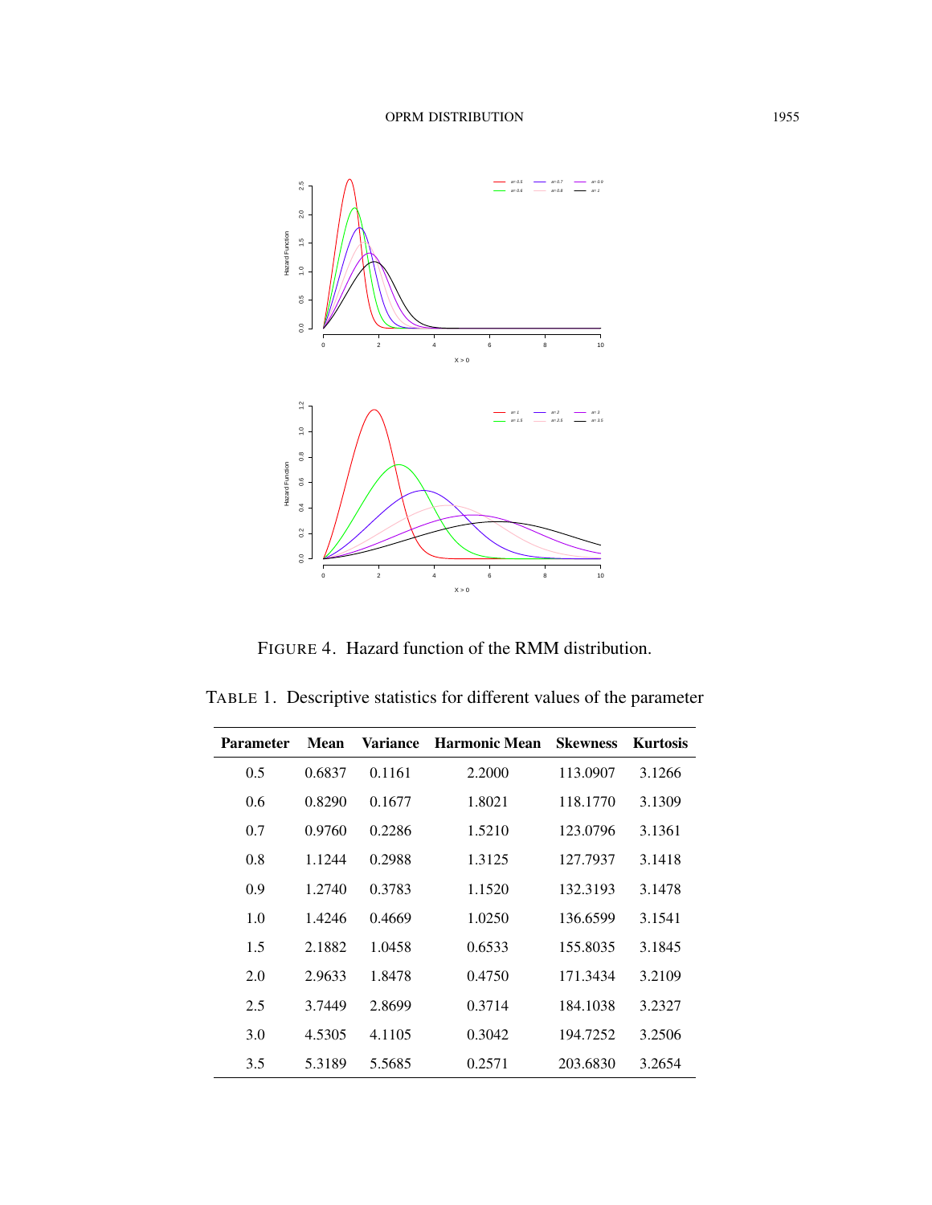FIGURE 4. Hazard function of the RMM distribution.

TABLE 1. Descriptive statistics for different values of the parameter

| Parameter | Mean | Variance | Harmonic Mean | Skewness | Kurtosis |
|---|---|---|---|---|---|
| 0.5 | 0.6837 | 0.1161 | 2.2000 | 113.0907 | 3.1266 |
| 0.6 | 0.8290 | 0.1677 | 1.8021 | 118.1770 | 3.1309 |
| 0.7 | 0.9760 | 0.2286 | 1.5210 | 123.0796 | 3.1361 |
| 0.8 | 1.1244 | 0.2988 | 1.3125 | 127.7937 | 3.1418 |
| 0.9 | 1.2740 | 0.3783 | 1.1520 | 132.3193 | 3.1478 |
| 1.0 | 1.4246 | 0.4669 | 1.0250 | 136.6599 | 3.1541 |
| 1.5 | 2.1882 | 1.0458 | 0.6533 | 155.8035 | 3.1845 |
| 2.0 | 2.9633 | 1.8478 | 0.4750 | 171.3434 | 3.2109 |
| 2.5 | 3.7449 | 2.8699 | 0.3714 | 184.1038 | 3.2327 |
| 3.0 | 4.5305 | 4.1105 | 0.3042 | 194.7252 | 3.2506 |
| 3.5 | 5.3189 | 5.5685 | 0.2571 | 203.6830 | 3.2654 |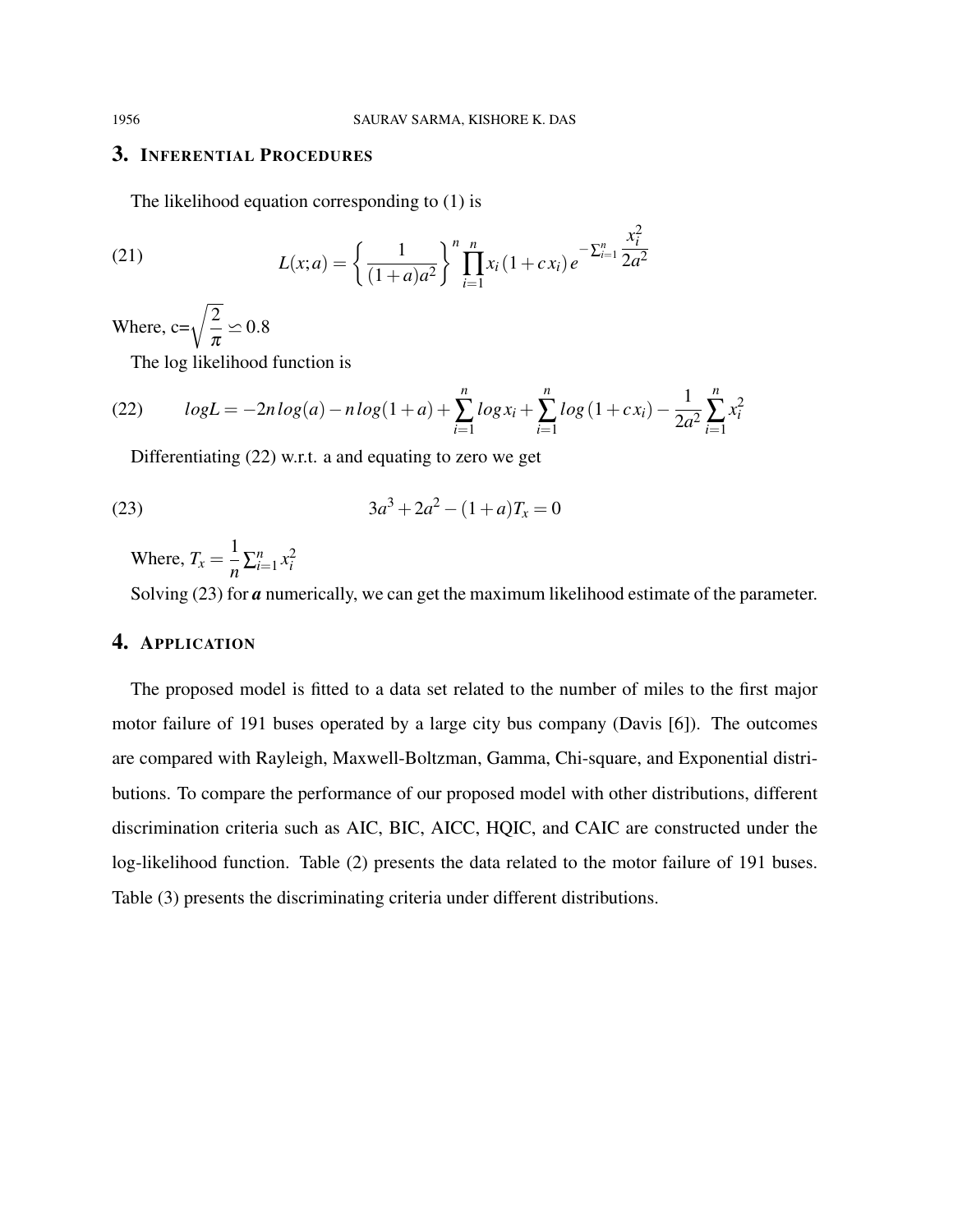## 3. Inferential Procedures

The likelihood equation corresponding to (1) is

$$L(x;a) = \left\{ \frac{1}{(1+a)a^2} \right\}^n \prod_{i=1}^{n} x_i (1 + c x_i) e^{-\sum_{i=1}^{n} \frac{x_i^2}{2a^2}} \tag{21}$$

Where, c=$\sqrt{\dfrac{2}{\pi}} \backsimeq 0.8$

The log likelihood function is

$$logL = -2n\,log(a) - n\,log(1+a) + \sum_{i=1}^{n} log\,x_i + \sum_{i=1}^{n} log\,(1 + c x_i) - \frac{1}{2a^2} \sum_{i=1}^{n} x_i^2 \tag{22}$$

Differentiating (22) w.r.t. a and equating to zero we get

$$3a^3 + 2a^2 - (1+a)T_x = 0 \tag{23}$$

Where, $T_x = \dfrac{1}{n} \sum_{i=1}^{n} x_i^2$

Solving (23) for ***a*** numerically, we can get the maximum likelihood estimate of the parameter.

## 4. Application

The proposed model is fitted to a data set related to the number of miles to the first major motor failure of 191 buses operated by a large city bus company (Davis [6]). The outcomes are compared with Rayleigh, Maxwell-Boltzman, Gamma, Chi-square, and Exponential distributions. To compare the performance of our proposed model with other distributions, different discrimination criteria such as AIC, BIC, AICC, HQIC, and CAIC are constructed under the log-likelihood function. Table (2) presents the data related to the motor failure of 191 buses. Table (3) presents the discriminating criteria under different distributions.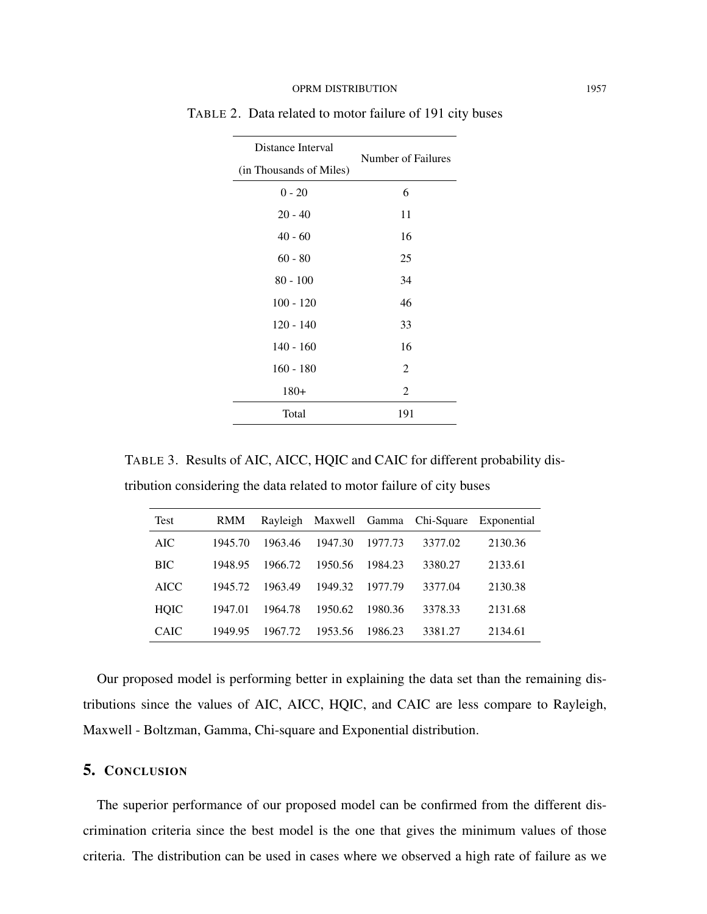TABLE 2. Data related to motor failure of 191 city buses

| Distance Interval (in Thousands of Miles) | Number of Failures |
|---|---|
| 0 - 20 | 6 |
| 20 - 40 | 11 |
| 40 - 60 | 16 |
| 60 - 80 | 25 |
| 80 - 100 | 34 |
| 100 - 120 | 46 |
| 120 - 140 | 33 |
| 140 - 160 | 16 |
| 160 - 180 | 2 |
| 180+ | 2 |
| Total | 191 |

TABLE 3. Results of AIC, AICC, HQIC and CAIC for different probability distribution considering the data related to motor failure of city buses

| Test | RMM | Rayleigh | Maxwell | Gamma | Chi-Square | Exponential |
|---|---|---|---|---|---|---|
| AIC | 1945.70 | 1963.46 | 1947.30 | 1977.73 | 3377.02 | 2130.36 |
| BIC | 1948.95 | 1966.72 | 1950.56 | 1984.23 | 3380.27 | 2133.61 |
| AICC | 1945.72 | 1963.49 | 1949.32 | 1977.79 | 3377.04 | 2130.38 |
| HQIC | 1947.01 | 1964.78 | 1950.62 | 1980.36 | 3378.33 | 2131.68 |
| CAIC | 1949.95 | 1967.72 | 1953.56 | 1986.23 | 3381.27 | 2134.61 |

Our proposed model is performing better in explaining the data set than the remaining distributions since the values of AIC, AICC, HQIC, and CAIC are less compare to Rayleigh, Maxwell - Boltzman, Gamma, Chi-square and Exponential distribution.

## 5. CONCLUSION

The superior performance of our proposed model can be confirmed from the different discrimination criteria since the best model is the one that gives the minimum values of those criteria. The distribution can be used in cases where we observed a high rate of failure as we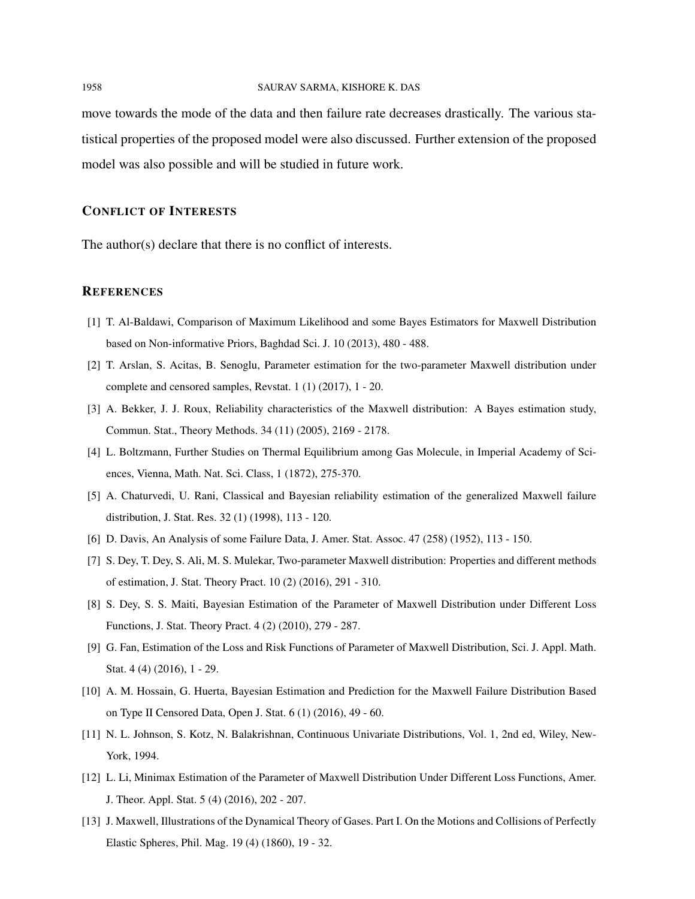move towards the mode of the data and then failure rate decreases drastically. The various statistical properties of the proposed model were also discussed. Further extension of the proposed model was also possible and will be studied in future work.

## CONFLICT OF INTERESTS

The author(s) declare that there is no conflict of interests.

## REFERENCES

[1] T. Al-Baldawi, Comparison of Maximum Likelihood and some Bayes Estimators for Maxwell Distribution based on Non-informative Priors, Baghdad Sci. J. 10 (2013), 480 - 488.

[2] T. Arslan, S. Acitas, B. Senoglu, Parameter estimation for the two-parameter Maxwell distribution under complete and censored samples, Revstat. 1 (1) (2017), 1 - 20.

[3] A. Bekker, J. J. Roux, Reliability characteristics of the Maxwell distribution: A Bayes estimation study, Commun. Stat., Theory Methods. 34 (11) (2005), 2169 - 2178.

[4] L. Boltzmann, Further Studies on Thermal Equilibrium among Gas Molecule, in Imperial Academy of Sciences, Vienna, Math. Nat. Sci. Class, 1 (1872), 275-370.

[5] A. Chaturvedi, U. Rani, Classical and Bayesian reliability estimation of the generalized Maxwell failure distribution, J. Stat. Res. 32 (1) (1998), 113 - 120.

[6] D. Davis, An Analysis of some Failure Data, J. Amer. Stat. Assoc. 47 (258) (1952), 113 - 150.

[7] S. Dey, T. Dey, S. Ali, M. S. Mulekar, Two-parameter Maxwell distribution: Properties and different methods of estimation, J. Stat. Theory Pract. 10 (2) (2016), 291 - 310.

[8] S. Dey, S. S. Maiti, Bayesian Estimation of the Parameter of Maxwell Distribution under Different Loss Functions, J. Stat. Theory Pract. 4 (2) (2010), 279 - 287.

[9] G. Fan, Estimation of the Loss and Risk Functions of Parameter of Maxwell Distribution, Sci. J. Appl. Math. Stat. 4 (4) (2016), 1 - 29.

[10] A. M. Hossain, G. Huerta, Bayesian Estimation and Prediction for the Maxwell Failure Distribution Based on Type II Censored Data, Open J. Stat. 6 (1) (2016), 49 - 60.

[11] N. L. Johnson, S. Kotz, N. Balakrishnan, Continuous Univariate Distributions, Vol. 1, 2nd ed, Wiley, New-York, 1994.

[12] L. Li, Minimax Estimation of the Parameter of Maxwell Distribution Under Different Loss Functions, Amer. J. Theor. Appl. Stat. 5 (4) (2016), 202 - 207.

[13] J. Maxwell, Illustrations of the Dynamical Theory of Gases. Part I. On the Motions and Collisions of Perfectly Elastic Spheres, Phil. Mag. 19 (4) (1860), 19 - 32.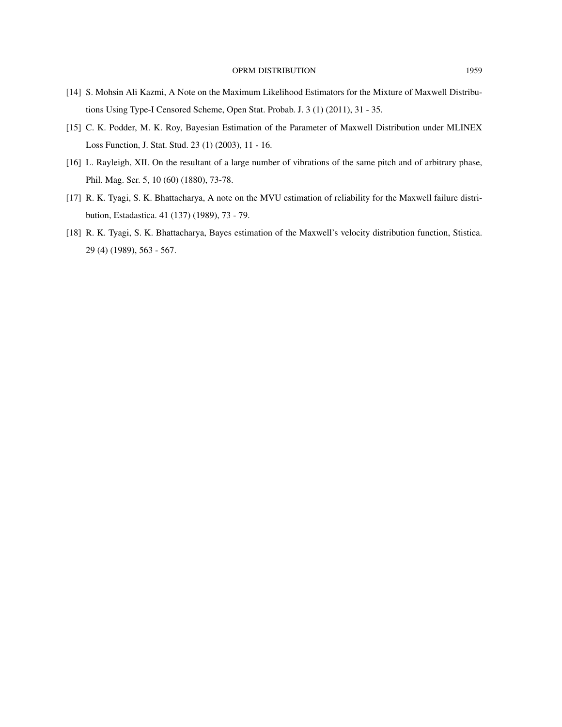[14] S. Mohsin Ali Kazmi, A Note on the Maximum Likelihood Estimators for the Mixture of Maxwell Distributions Using Type-I Censored Scheme, Open Stat. Probab. J. 3 (1) (2011), 31 - 35.

[15] C. K. Podder, M. K. Roy, Bayesian Estimation of the Parameter of Maxwell Distribution under MLINEX Loss Function, J. Stat. Stud. 23 (1) (2003), 11 - 16.

[16] L. Rayleigh, XII. On the resultant of a large number of vibrations of the same pitch and of arbitrary phase, Phil. Mag. Ser. 5, 10 (60) (1880), 73-78.

[17] R. K. Tyagi, S. K. Bhattacharya, A note on the MVU estimation of reliability for the Maxwell failure distribution, Estadastica. 41 (137) (1989), 73 - 79.

[18] R. K. Tyagi, S. K. Bhattacharya, Bayes estimation of the Maxwell's velocity distribution function, Stistica. 29 (4) (1989), 563 - 567.